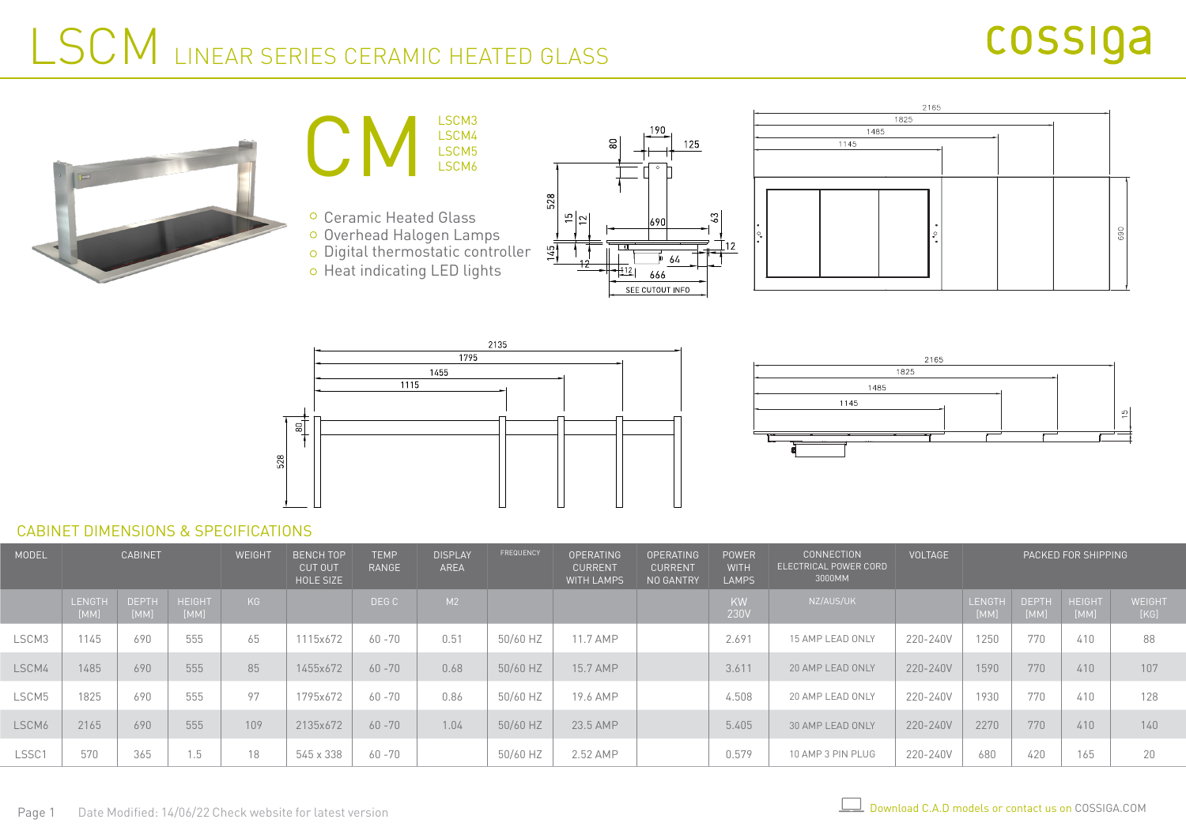# LSCM LINEAR SERIES CERAMIC HEATED GLASS

cossiga

## CM

LSCM3
LSCM4
LSCM5
LSCM6

- Ceramic Heated Glass
- Overhead Halogen Lamps
- Digital thermostatic controller
- Heat indicating LED lights

## CABINET DIMENSIONS & SPECIFICATIONS

| MODEL | CABINET | | | WEIGHT | BENCH TOP CUT OUT HOLE SIZE | TEMP RANGE | DISPLAY AREA | FREQUENCY | OPERATING CURRENT WITH LAMPS | OPERATING CURRENT NO GANTRY | POWER WITH LAMPS | CONNECTION ELECTRICAL POWER CORD 3000MM | VOLTAGE | PACKED FOR SHIPPING | | | |
|---|---|---|---|---|---|---|---|---|---|---|---|---|---|---|---|---|---|
| | LENGTH [MM] | DEPTH [MM] | HEIGHT [MM] | KG | | DEG C | M2 | | | | KW 230V | NZ/AUS/UK | | LENGTH [MM] | DEPTH [MM] | HEIGHT [MM] | WEIGHT [KG] |
| LSCM3 | 1145 | 690 | 555 | 65 | 1115x672 | 60 -70 | 0.51 | 50/60 HZ | 11.7 AMP | | 2.691 | 15 AMP LEAD ONLY | 220-240V | 1250 | 770 | 410 | 88 |
| LSCM4 | 1485 | 690 | 555 | 85 | 1455x672 | 60 -70 | 0.68 | 50/60 HZ | 15.7 AMP | | 3.611 | 20 AMP LEAD ONLY | 220-240V | 1590 | 770 | 410 | 107 |
| LSCM5 | 1825 | 690 | 555 | 97 | 1795x672 | 60 -70 | 0.86 | 50/60 HZ | 19.6 AMP | | 4.508 | 20 AMP LEAD ONLY | 220-240V | 1930 | 770 | 410 | 128 |
| LSCM6 | 2165 | 690 | 555 | 109 | 2135x672 | 60 -70 | 1.04 | 50/60 HZ | 23.5 AMP | | 5.405 | 30 AMP LEAD ONLY | 220-240V | 2270 | 770 | 410 | 140 |
| LSSC1 | 570 | 365 | 1.5 | 18 | 545 x 338 | 60 -70 | | 50/60 HZ | 2.52 AMP | | 0.579 | 10 AMP 3 PIN PLUG | 220-240V | 680 | 420 | 165 | 20 |

Date Modified: 14/06/22 Check website for latest version

Download C.A.D models or contact us on COSSIGA.COM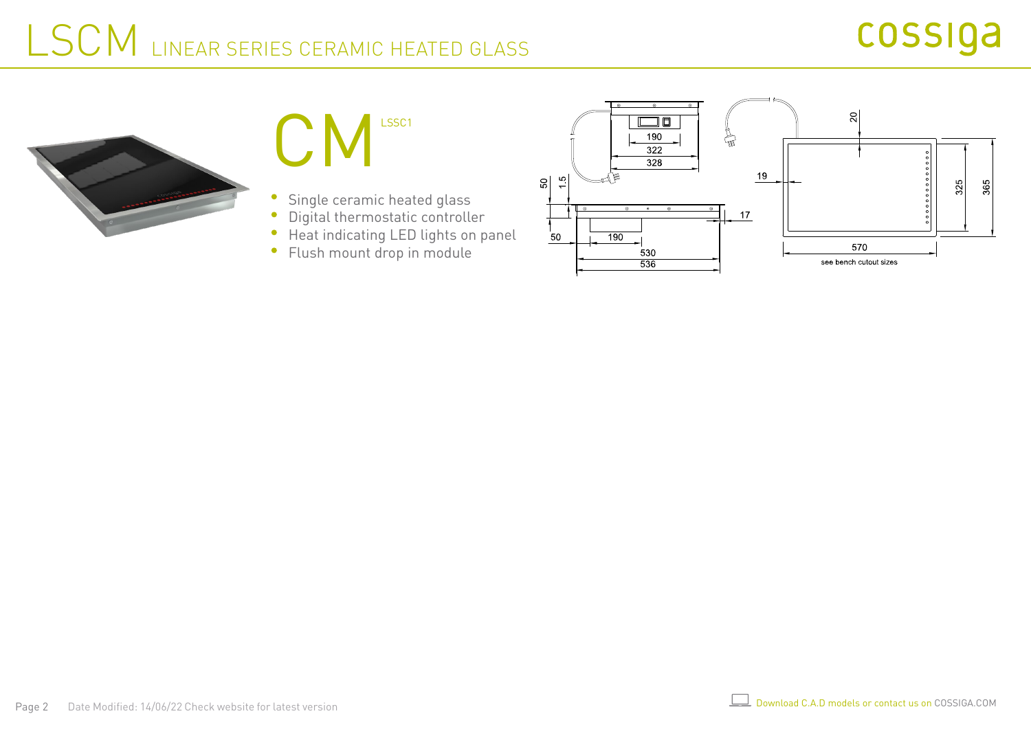# LSCM LINEAR SERIES CERAMIC HEATED GLASS

## CM

LSSC1

- Single ceramic heated glass
- Digital thermostatic controller
- Heat indicating LED lights on panel
- Flush mount drop in module

190
322
328
50
1.5
17
50
190
530
536
19
20
325
365
570
see bench cutout sizes

Date Modified: 14/06/22 Check website for latest version

Download C.A.D models or contact us on COSSIGA.COM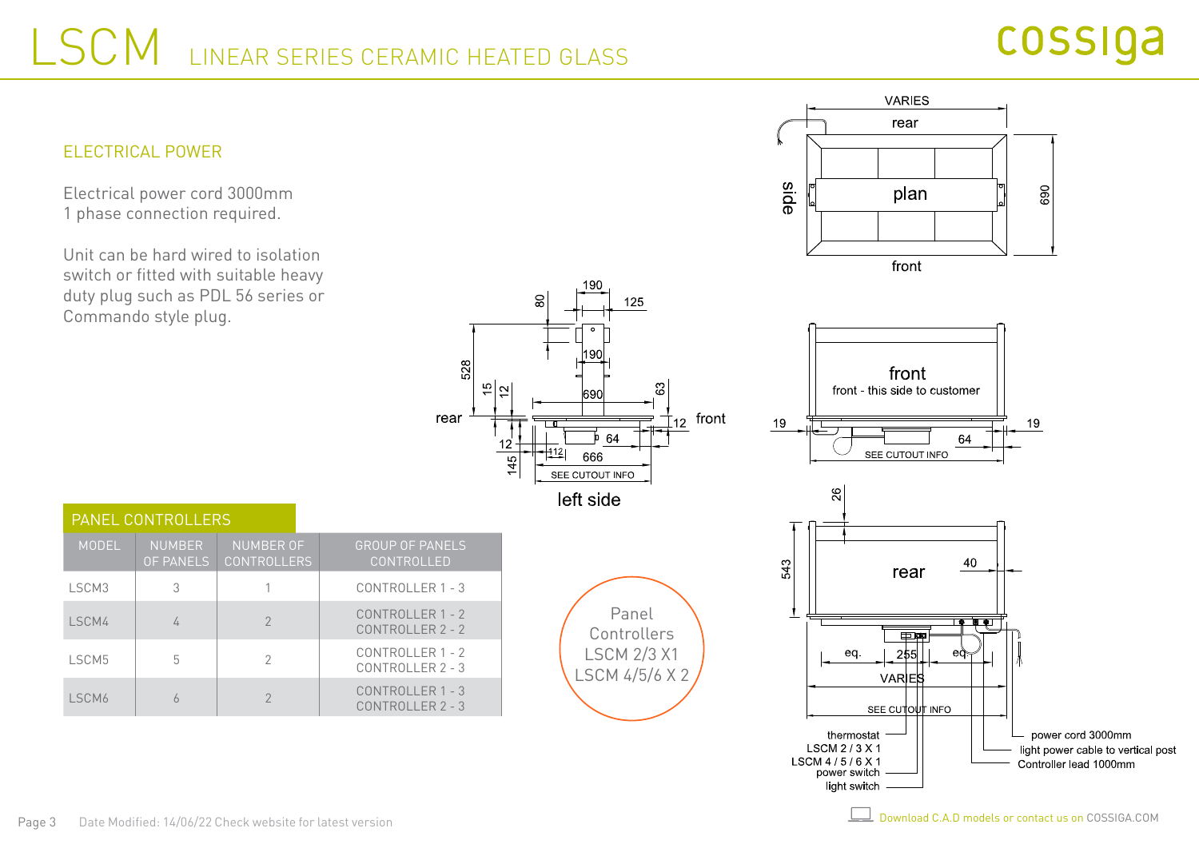# LSCM LINEAR SERIES CERAMIC HEATED GLASS

## ELECTRICAL POWER

Electrical power cord 3000mm
1 phase connection required.

Unit can be hard wired to isolation switch or fitted with suitable heavy duty plug such as PDL 56 series or Commando style plug.

## PANEL CONTROLLERS

| MODEL | NUMBER OF PANELS | NUMBER OF CONTROLLERS | GROUP OF PANELS CONTROLLED |
|---|---|---|---|
| LSCM3 | 3 | 1 | CONTROLLER 1 - 3 |
| LSCM4 | 4 | 2 | CONTROLLER 1 - 2<br>CONTROLLER 2 - 2 |
| LSCM5 | 5 | 2 | CONTROLLER 1 - 2<br>CONTROLLER 2 - 3 |
| LSCM6 | 6 | 2 | CONTROLLER 1 - 3<br>CONTROLLER 2 - 3 |

Panel Controllers
LSCM 2/3 X1
LSCM 4/5/6 X 2

Download C.A.D models or contact us on COSSIGA.COM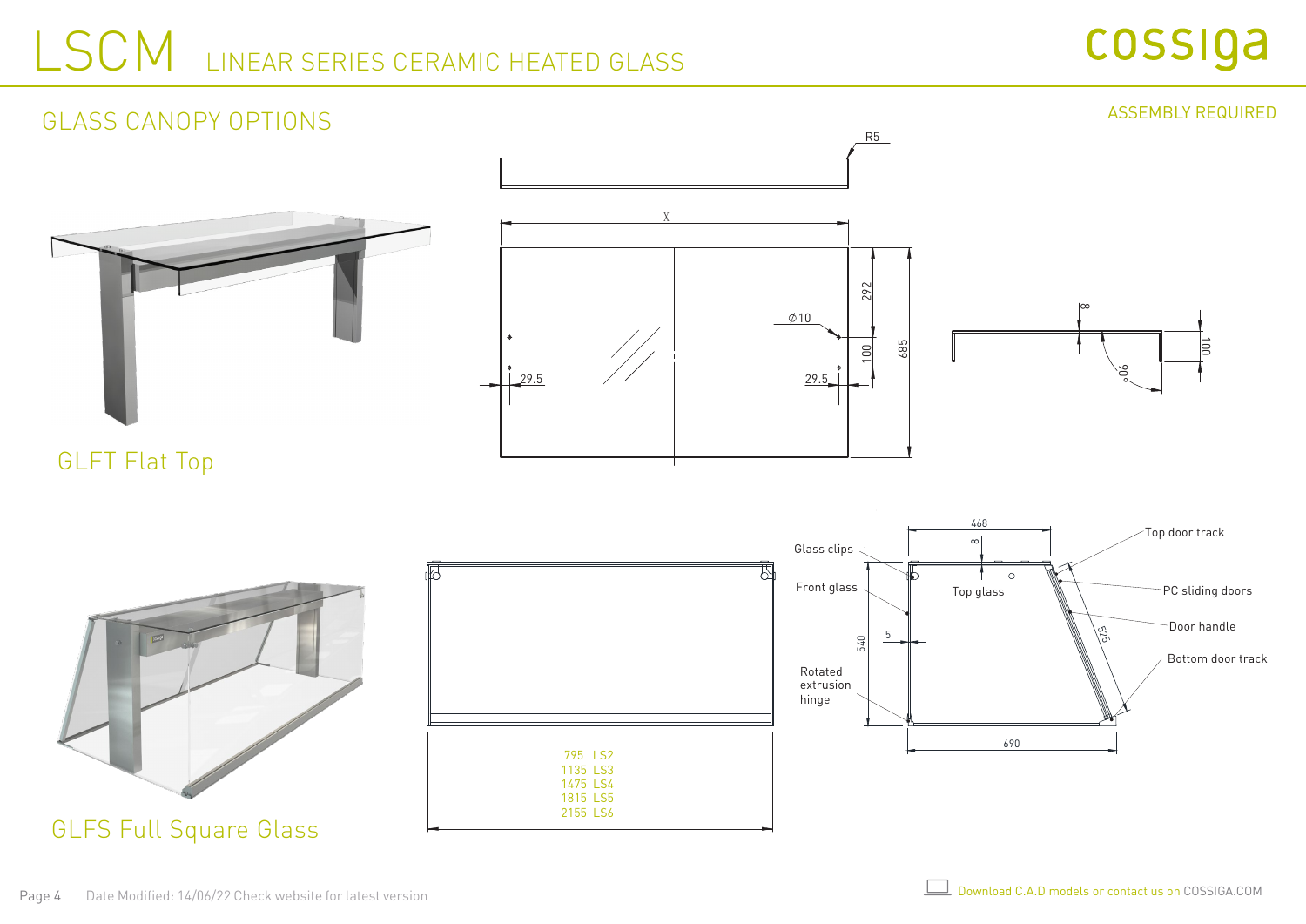# LSCM LINEAR SERIES CERAMIC HEATED GLASS

## GLASS CANOPY OPTIONS

ASSEMBLY REQUIRED

R5

X

⌀10

29.5

29.5

292

100

685

8

100

90°

GLFT Flat Top

468

8

Glass clips

Top glass

Top door track

PC sliding doors

Front glass

Door handle

525

540

5

Bottom door track

Rotated extrusion hinge

690

| | |
|---|---|
| 795 | LS2 |
| 1135 | LS3 |
| 1475 | LS4 |
| 1815 | LS5 |
| 2155 | LS6 |

GLFS Full Square Glass

Date Modified: 14/06/22 Check website for latest version

Download C.A.D models or contact us on COSSIGA.COM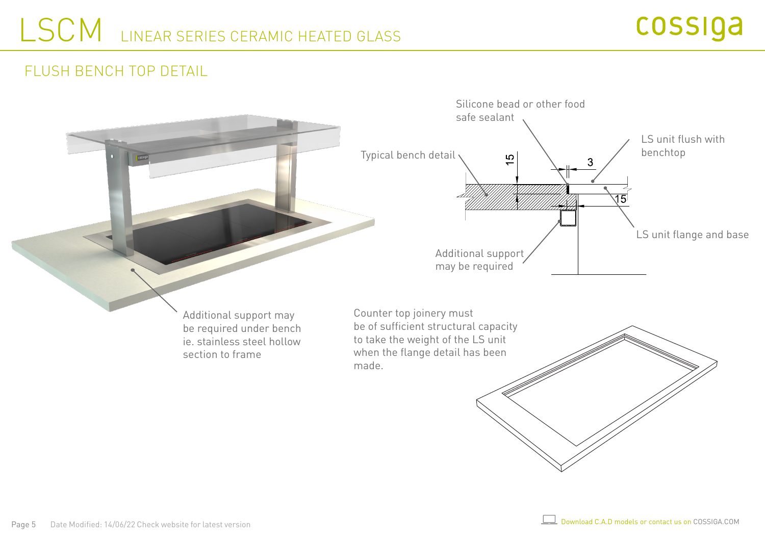# LSCM LINEAR SERIES CERAMIC HEATED GLASS

## FLUSH BENCH TOP DETAIL

Silicone bead or other food safe sealant

Typical bench detail

LS unit flush with benchtop

15

3

15

LS unit flange and base

Additional support may be required

Additional support may be required under bench ie. stainless steel hollow section to frame

Counter top joinery must be of sufficient structural capacity to take the weight of the LS unit when the flange detail has been made.

Date Modified: 14/06/22 Check website for latest version

Download C.A.D models or contact us on COSSIGA.COM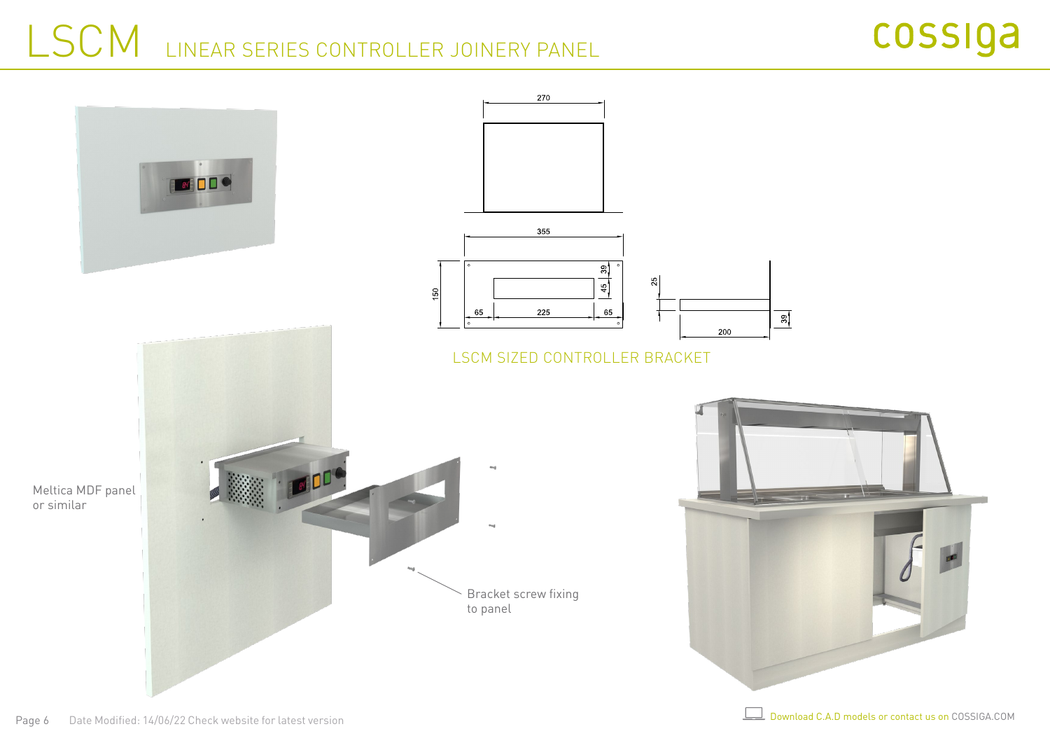# LSCM LINEAR SERIES CONTROLLER JOINERY PANEL

cossiga

270

355

150

39

45

65

225

65

25

200

39

LSCM SIZED CONTROLLER BRACKET

Meltica MDF panel or similar

Bracket screw fixing to panel

Date Modified: 14/06/22 Check website for latest version

Download C.A.D models or contact us on COSSIGA.COM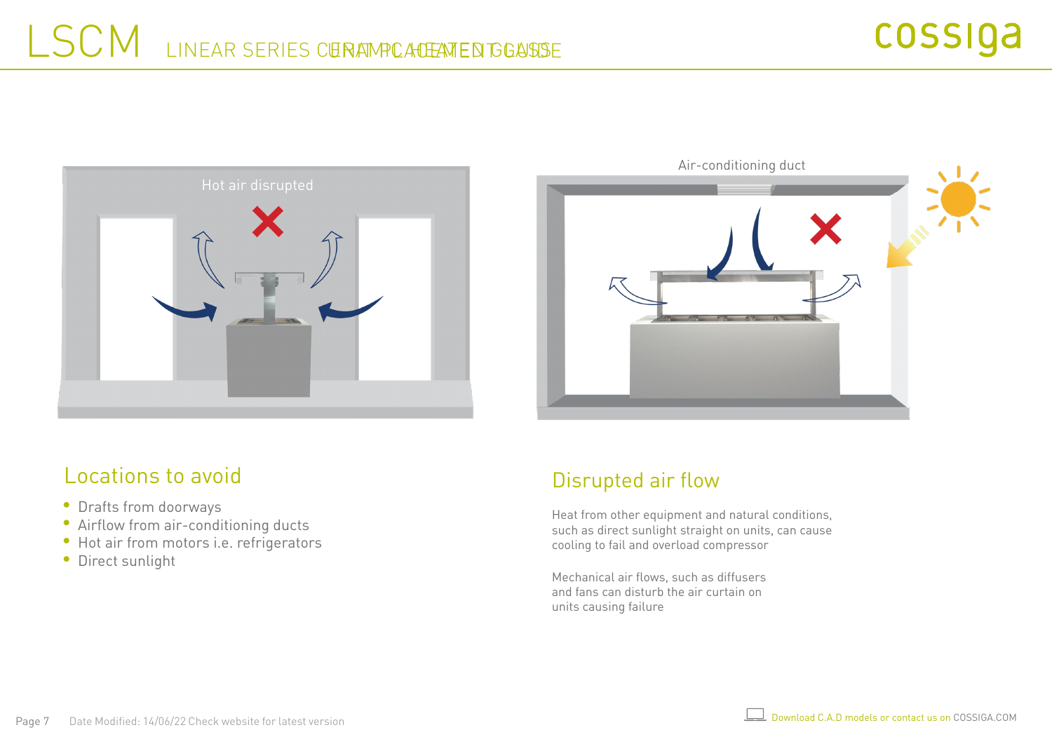# LSCM LINEAR SERIES UNIT PLACEMENT GUIDE

Hot air disrupted

Air-conditioning duct

## Locations to avoid

- Drafts from doorways
- Airflow from air-conditioning ducts
- Hot air from motors i.e. refrigerators
- Direct sunlight

## Disrupted air flow

Heat from other equipment and natural conditions, such as direct sunlight straight on units, can cause cooling to fail and overload compressor

Mechanical air flows, such as diffusers and fans can disturb the air curtain on units causing failure

Date Modified: 14/06/22 Check website for latest version

Download C.A.D models or contact us on COSSIGA.COM